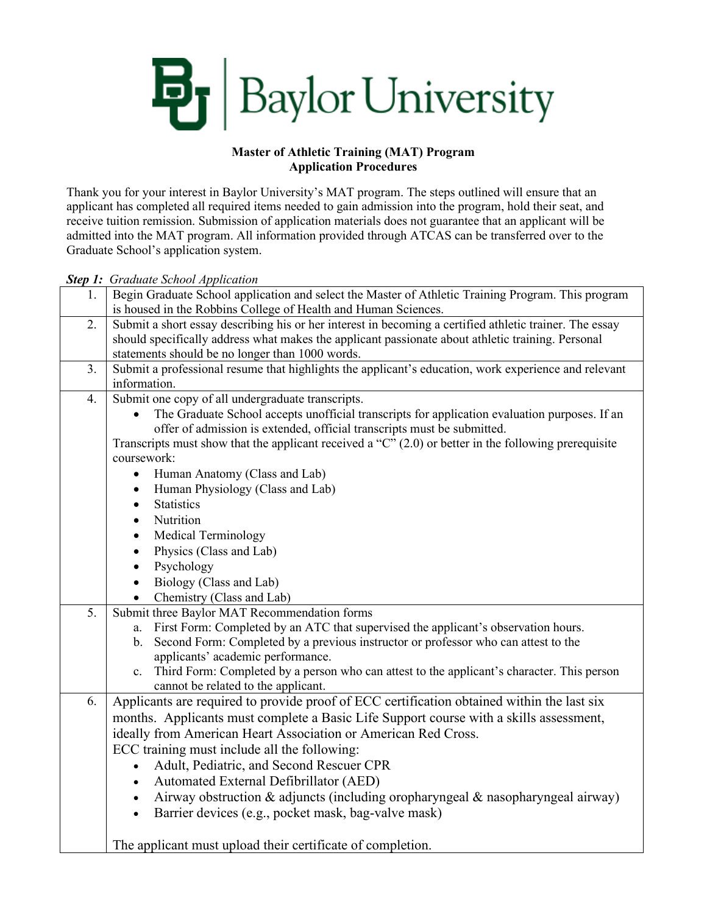Baylor University

**Master of Athletic Training (MAT) Program**
**Application Procedures**

Thank you for your interest in Baylor University's MAT program. The steps outlined will ensure that an applicant has completed all required items needed to gain admission into the program, hold their seat, and receive tuition remission. Submission of application materials does not guarantee that an applicant will be admitted into the MAT program. All information provided through ATCAS can be transferred over to the Graduate School's application system.

***Step 1:*** *Graduate School Application*

| | |
|---|---|
| 1. | Begin Graduate School application and select the Master of Athletic Training Program. This program is housed in the Robbins College of Health and Human Sciences. |
| 2. | Submit a short essay describing his or her interest in becoming a certified athletic trainer. The essay should specifically address what makes the applicant passionate about athletic training. Personal statements should be no longer than 1000 words. |
| 3. | Submit a professional resume that highlights the applicant's education, work experience and relevant information. |
| 4. | Submit one copy of all undergraduate transcripts.<br>• The Graduate School accepts unofficial transcripts for application evaluation purposes. If an offer of admission is extended, official transcripts must be submitted.<br>Transcripts must show that the applicant received a "C" (2.0) or better in the following prerequisite coursework:<br>• Human Anatomy (Class and Lab)<br>• Human Physiology (Class and Lab)<br>• Statistics<br>• Nutrition<br>• Medical Terminology<br>• Physics (Class and Lab)<br>• Psychology<br>• Biology (Class and Lab)<br>• Chemistry (Class and Lab) |
| 5. | Submit three Baylor MAT Recommendation forms<br>a. First Form: Completed by an ATC that supervised the applicant's observation hours.<br>b. Second Form: Completed by a previous instructor or professor who can attest to the applicants' academic performance.<br>c. Third Form: Completed by a person who can attest to the applicant's character. This person cannot be related to the applicant. |
| 6. | Applicants are required to provide proof of ECC certification obtained within the last six months. Applicants must complete a Basic Life Support course with a skills assessment, ideally from American Heart Association or American Red Cross.<br>ECC training must include all the following:<br>• Adult, Pediatric, and Second Rescuer CPR<br>• Automated External Defibrillator (AED)<br>• Airway obstruction & adjuncts (including oropharyngeal & nasopharyngeal airway)<br>• Barrier devices (e.g., pocket mask, bag-valve mask)<br><br>The applicant must upload their certificate of completion. |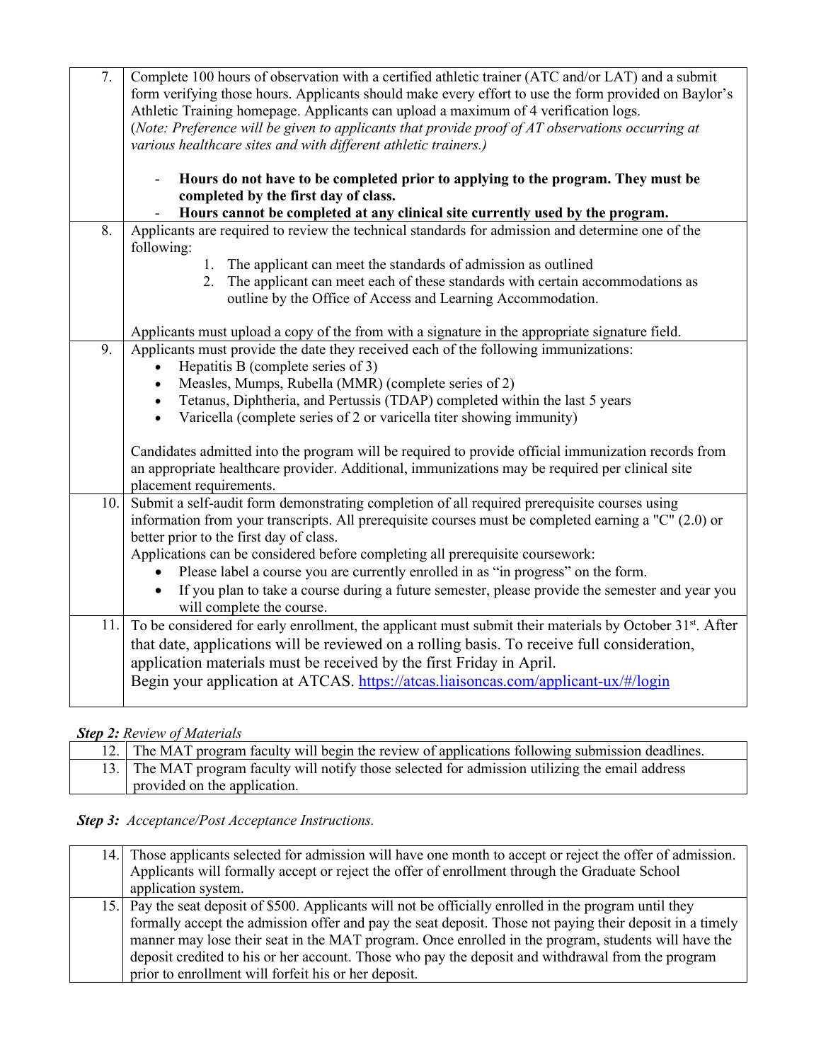| | |
|---|---|
| 7. | Complete 100 hours of observation with a certified athletic trainer (ATC and/or LAT) and a submit form verifying those hours. Applicants should make every effort to use the form provided on Baylor's Athletic Training homepage. Applicants can upload a maximum of 4 verification logs. (*Note: Preference will be given to applicants that provide proof of AT observations occurring at various healthcare sites and with different athletic trainers.*)<br><br>- **Hours do not have to be completed prior to applying to the program. They must be completed by the first day of class.**<br>- **Hours cannot be completed at any clinical site currently used by the program.** |
| 8. | Applicants are required to review the technical standards for admission and determine one of the following:<br>1. The applicant can meet the standards of admission as outlined<br>2. The applicant can meet each of these standards with certain accommodations as outline by the Office of Access and Learning Accommodation.<br><br>Applicants must upload a copy of the from with a signature in the appropriate signature field. |
| 9. | Applicants must provide the date they received each of the following immunizations:<br>• Hepatitis B (complete series of 3)<br>• Measles, Mumps, Rubella (MMR) (complete series of 2)<br>• Tetanus, Diphtheria, and Pertussis (TDAP) completed within the last 5 years<br>• Varicella (complete series of 2 or varicella titer showing immunity)<br><br>Candidates admitted into the program will be required to provide official immunization records from an appropriate healthcare provider. Additional, immunizations may be required per clinical site placement requirements. |
| 10. | Submit a self-audit form demonstrating completion of all required prerequisite courses using information from your transcripts. All prerequisite courses must be completed earning a "C" (2.0) or better prior to the first day of class.<br>Applications can be considered before completing all prerequisite coursework:<br>• Please label a course you are currently enrolled in as "in progress" on the form.<br>• If you plan to take a course during a future semester, please provide the semester and year you will complete the course. |
| 11. | To be considered for early enrollment, the applicant must submit their materials by October 31st. After that date, applications will be reviewed on a rolling basis. To receive full consideration, application materials must be received by the first Friday in April.<br>Begin your application at ATCAS. https://atcas.liaisoncas.com/applicant-ux/#/login |

***Step 2:** Review of Materials*

| | |
|---|---|
| 12. | The MAT program faculty will begin the review of applications following submission deadlines. |
| 13. | The MAT program faculty will notify those selected for admission utilizing the email address provided on the application. |

***Step 3:** Acceptance/Post Acceptance Instructions.*

| | |
|---|---|
| 14. | Those applicants selected for admission will have one month to accept or reject the offer of admission. Applicants will formally accept or reject the offer of enrollment through the Graduate School application system. |
| 15. | Pay the seat deposit of $500. Applicants will not be officially enrolled in the program until they formally accept the admission offer and pay the seat deposit. Those not paying their deposit in a timely manner may lose their seat in the MAT program. Once enrolled in the program, students will have the deposit credited to his or her account. Those who pay the deposit and withdrawal from the program prior to enrollment will forfeit his or her deposit. |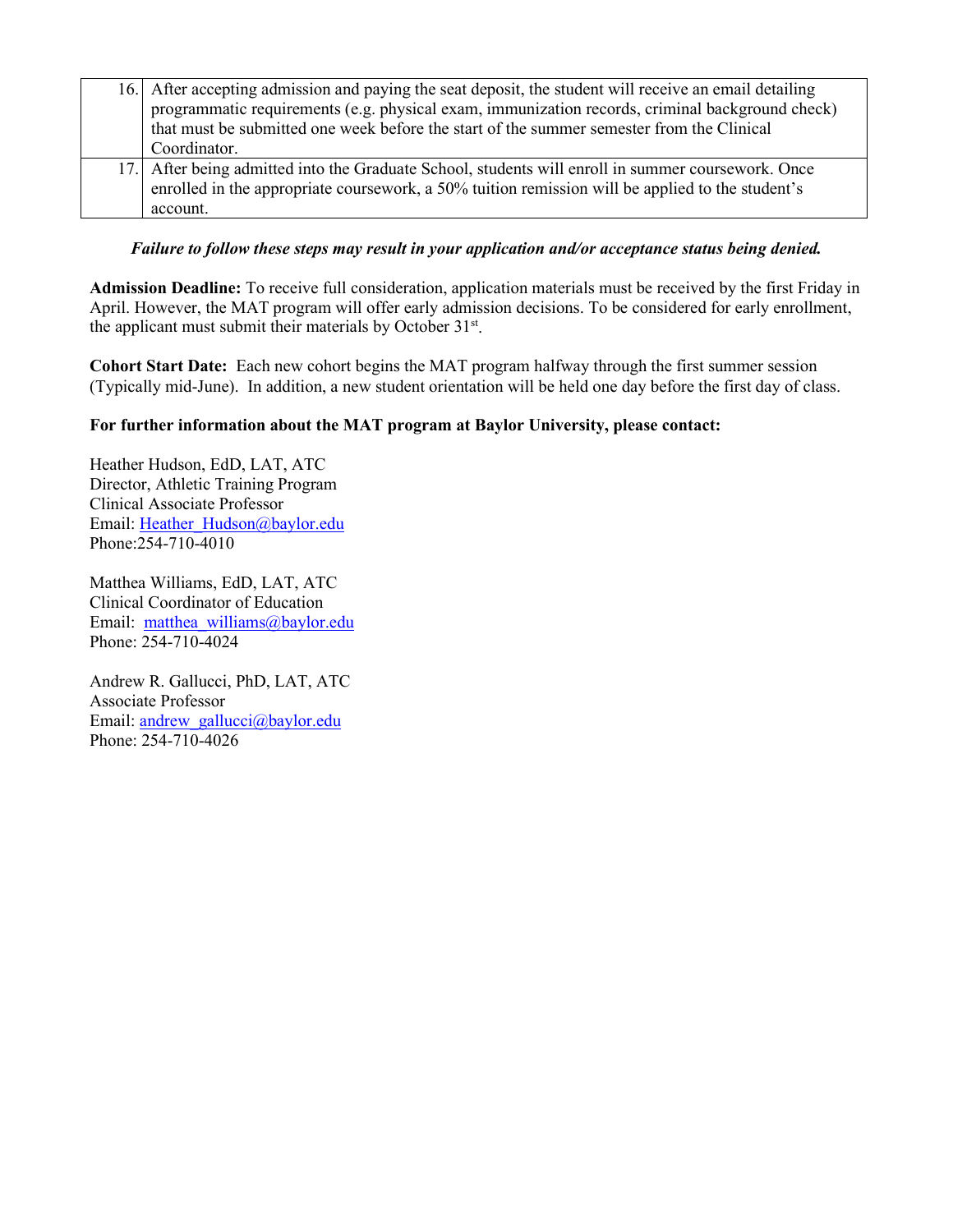| | |
|---|---|
| 16. | After accepting admission and paying the seat deposit, the student will receive an email detailing programmatic requirements (e.g. physical exam, immunization records, criminal background check) that must be submitted one week before the start of the summer semester from the Clinical Coordinator. |
| 17. | After being admitted into the Graduate School, students will enroll in summer coursework. Once enrolled in the appropriate coursework, a 50% tuition remission will be applied to the student's account. |

***Failure to follow these steps may result in your application and/or acceptance status being denied.***

**Admission Deadline:** To receive full consideration, application materials must be received by the first Friday in April. However, the MAT program will offer early admission decisions. To be considered for early enrollment, the applicant must submit their materials by October 31st.

**Cohort Start Date:** Each new cohort begins the MAT program halfway through the first summer session (Typically mid-June). In addition, a new student orientation will be held one day before the first day of class.

**For further information about the MAT program at Baylor University, please contact:**

Heather Hudson, EdD, LAT, ATC
Director, Athletic Training Program
Clinical Associate Professor
Email: Heather_Hudson@baylor.edu
Phone:254-710-4010

Matthea Williams, EdD, LAT, ATC
Clinical Coordinator of Education
Email: matthea_williams@baylor.edu
Phone: 254-710-4024

Andrew R. Gallucci, PhD, LAT, ATC
Associate Professor
Email: andrew_gallucci@baylor.edu
Phone: 254-710-4026